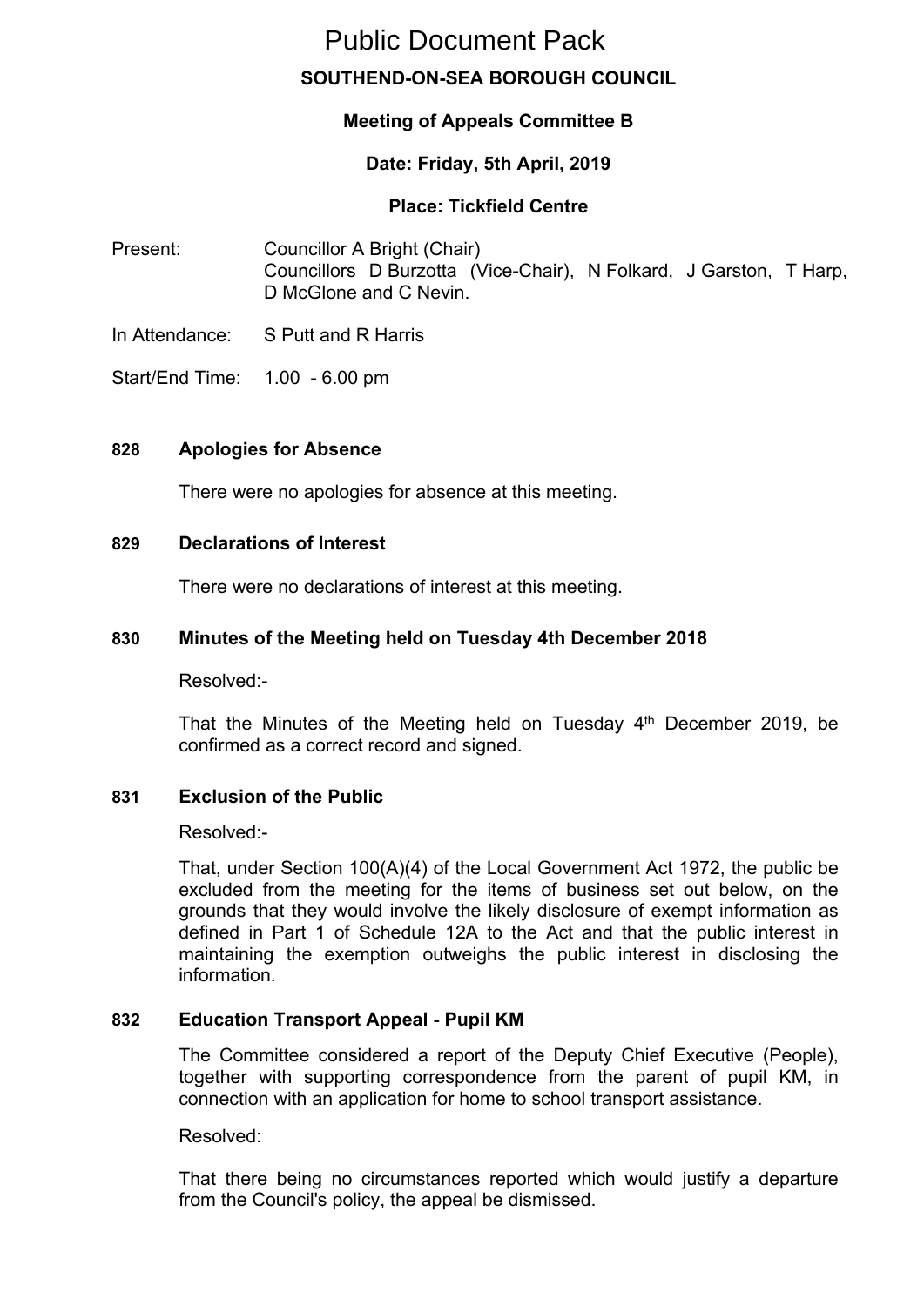# Public Document Pack

## SOUTHEND-ON-SEA BOROUGH COUNCIL

### Meeting of Appeals Committee B

### Date: Friday, 5th April, 2019

### Place: Tickfield Centre

Present: Councillor A Bright (Chair)
Councillors D Burzotta (Vice-Chair), N Folkard, J Garston, T Harp, D McGlone and C Nevin.

In Attendance: S Putt and R Harris

Start/End Time: 1.00 - 6.00 pm

**828 Apologies for Absence**

There were no apologies for absence at this meeting.

**829 Declarations of Interest**

There were no declarations of interest at this meeting.

**830 Minutes of the Meeting held on Tuesday 4th December 2018**

Resolved:-

That the Minutes of the Meeting held on Tuesday 4th December 2019, be confirmed as a correct record and signed.

**831 Exclusion of the Public**

Resolved:-

That, under Section 100(A)(4) of the Local Government Act 1972, the public be excluded from the meeting for the items of business set out below, on the grounds that they would involve the likely disclosure of exempt information as defined in Part 1 of Schedule 12A to the Act and that the public interest in maintaining the exemption outweighs the public interest in disclosing the information.

**832 Education Transport Appeal - Pupil KM**

The Committee considered a report of the Deputy Chief Executive (People), together with supporting correspondence from the parent of pupil KM, in connection with an application for home to school transport assistance.

Resolved:

That there being no circumstances reported which would justify a departure from the Council's policy, the appeal be dismissed.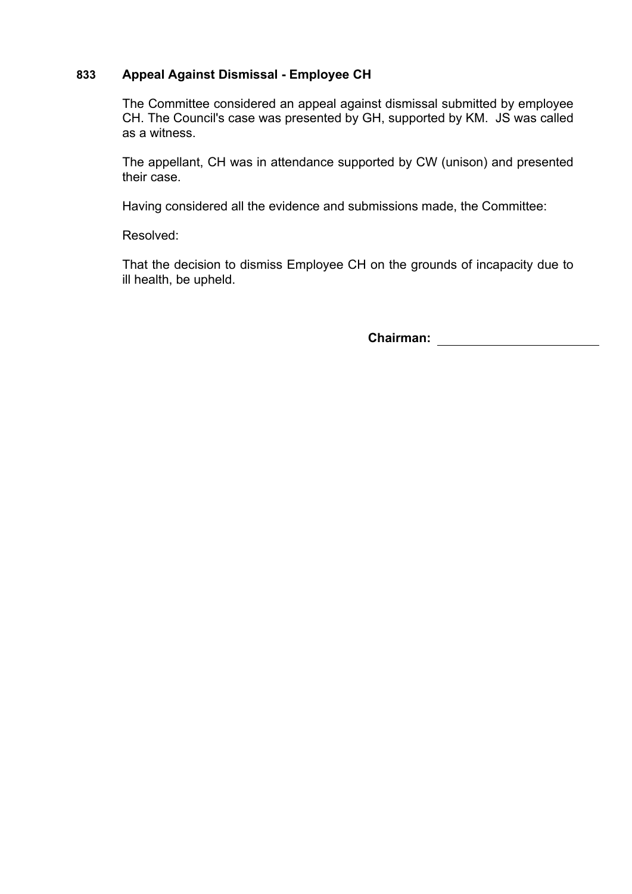**833 Appeal Against Dismissal - Employee CH**

The Committee considered an appeal against dismissal submitted by employee CH. The Council's case was presented by GH, supported by KM. JS was called as a witness.

The appellant, CH was in attendance supported by CW (unison) and presented their case.

Having considered all the evidence and submissions made, the Committee:

Resolved:

That the decision to dismiss Employee CH on the grounds of incapacity due to ill health, be upheld.

**Chairman:** ______________________